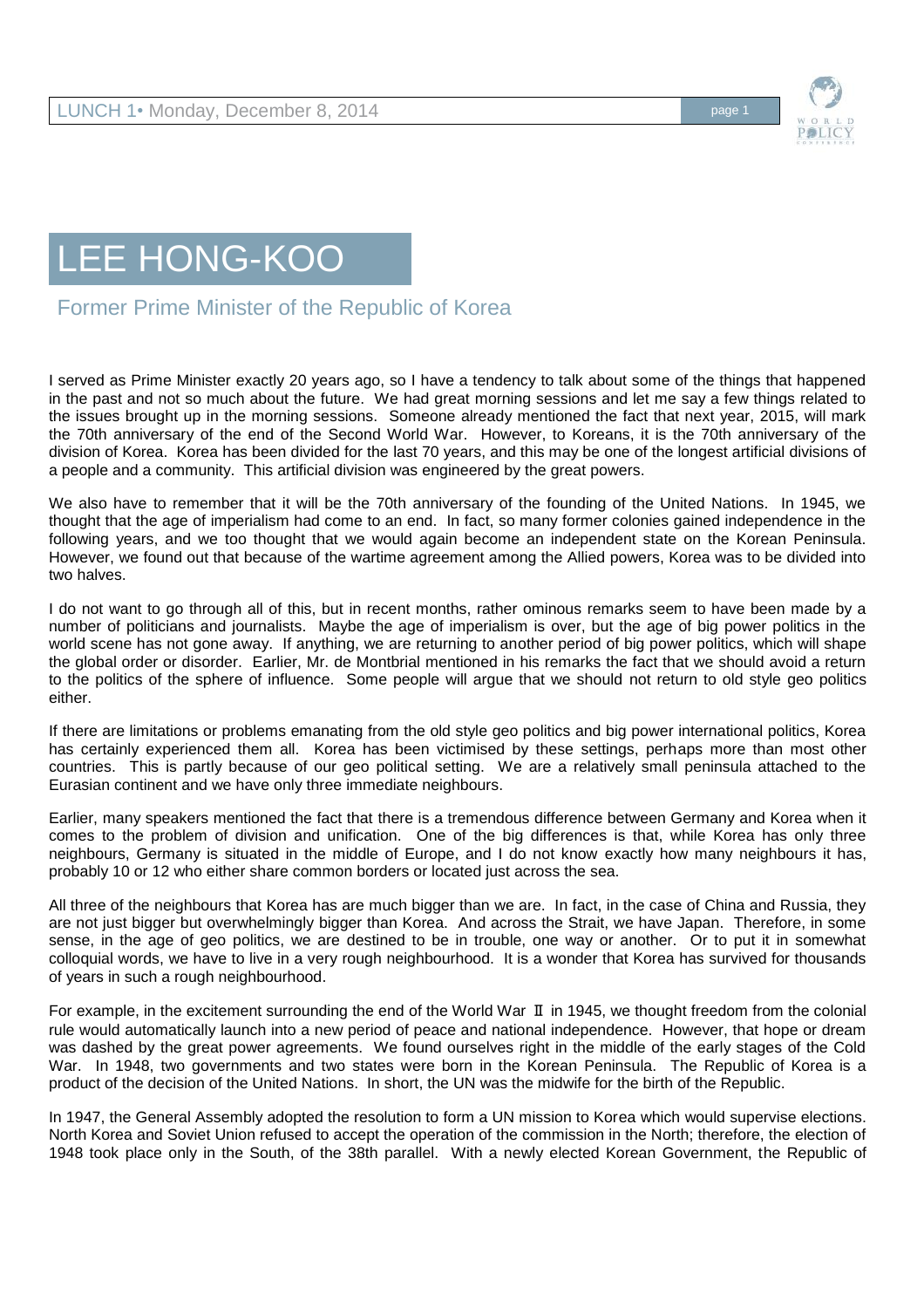# LEE HONG-KOO

## Former Prime Minister of the Republic of Korea

I served as Prime Minister exactly 20 years ago, so I have a tendency to talk about some of the things that happened in the past and not so much about the future. We had great morning sessions and let me say a few things related to the issues brought up in the morning sessions. Someone already mentioned the fact that next year, 2015, will mark the 70th anniversary of the end of the Second World War. However, to Koreans, it is the 70th anniversary of the division of Korea. Korea has been divided for the last 70 years, and this may be one of the longest artificial divisions of a people and a community. This artificial division was engineered by the great powers.

We also have to remember that it will be the 70th anniversary of the founding of the United Nations. In 1945, we thought that the age of imperialism had come to an end. In fact, so many former colonies gained independence in the following years, and we too thought that we would again become an independent state on the Korean Peninsula. However, we found out that because of the wartime agreement among the Allied powers, Korea was to be divided into two halves.

I do not want to go through all of this, but in recent months, rather ominous remarks seem to have been made by a number of politicians and journalists. Maybe the age of imperialism is over, but the age of big power politics in the world scene has not gone away. If anything, we are returning to another period of big power politics, which will shape the global order or disorder. Earlier, Mr. de Montbrial mentioned in his remarks the fact that we should avoid a return to the politics of the sphere of influence. Some people will argue that we should not return to old style geo politics either.

If there are limitations or problems emanating from the old style geo politics and big power international politics, Korea has certainly experienced them all. Korea has been victimised by these settings, perhaps more than most other countries. This is partly because of our geo political setting. We are a relatively small peninsula attached to the Eurasian continent and we have only three immediate neighbours.

Earlier, many speakers mentioned the fact that there is a tremendous difference between Germany and Korea when it comes to the problem of division and unification. One of the big differences is that, while Korea has only three neighbours, Germany is situated in the middle of Europe, and I do not know exactly how many neighbours it has, probably 10 or 12 who either share common borders or located just across the sea.

All three of the neighbours that Korea has are much bigger than we are. In fact, in the case of China and Russia, they are not just bigger but overwhelmingly bigger than Korea. And across the Strait, we have Japan. Therefore, in some sense, in the age of geo politics, we are destined to be in trouble, one way or another. Or to put it in somewhat colloquial words, we have to live in a very rough neighbourhood. It is a wonder that Korea has survived for thousands of years in such a rough neighbourhood.

For example, in the excitement surrounding the end of the World War Ⅱ in 1945, we thought freedom from the colonial rule would automatically launch into a new period of peace and national independence. However, that hope or dream was dashed by the great power agreements. We found ourselves right in the middle of the early stages of the Cold War. In 1948, two governments and two states were born in the Korean Peninsula. The Republic of Korea is a product of the decision of the United Nations. In short, the UN was the midwife for the birth of the Republic.

In 1947, the General Assembly adopted the resolution to form a UN mission to Korea which would supervise elections. North Korea and Soviet Union refused to accept the operation of the commission in the North; therefore, the election of 1948 took place only in the South, of the 38th parallel. With a newly elected Korean Government, the Republic of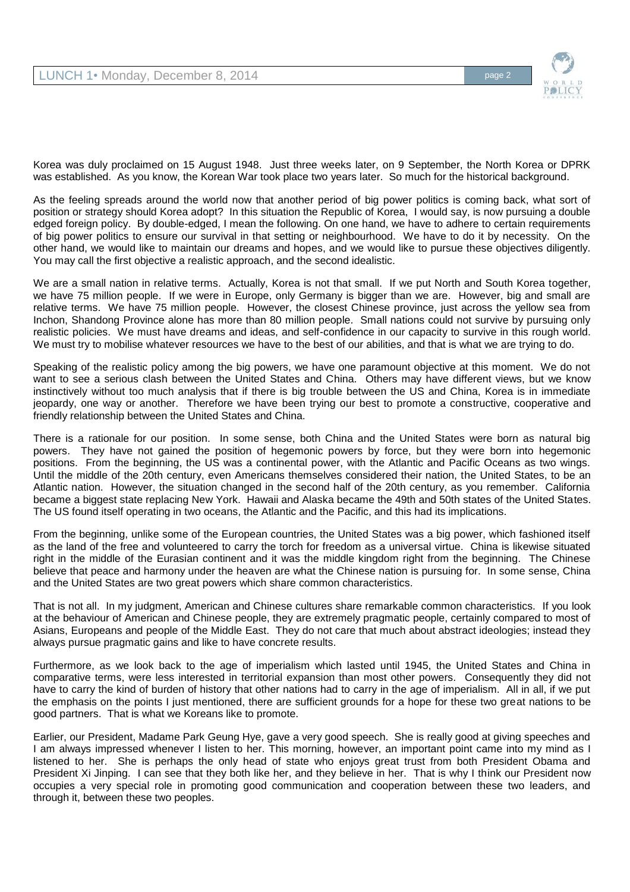Korea was duly proclaimed on 15 August 1948. Just three weeks later, on 9 September, the North Korea or DPRK was established. As you know, the Korean War took place two years later. So much for the historical background.

As the feeling spreads around the world now that another period of big power politics is coming back, what sort of position or strategy should Korea adopt? In this situation the Republic of Korea, I would say, is now pursuing a double edged foreign policy. By double-edged, I mean the following. On one hand, we have to adhere to certain requirements of big power politics to ensure our survival in that setting or neighbourhood. We have to do it by necessity. On the other hand, we would like to maintain our dreams and hopes, and we would like to pursue these objectives diligently. You may call the first objective a realistic approach, and the second idealistic.

We are a small nation in relative terms. Actually, Korea is not that small. If we put North and South Korea together, we have 75 million people. If we were in Europe, only Germany is bigger than we are. However, big and small are relative terms. We have 75 million people. However, the closest Chinese province, just across the yellow sea from Inchon, Shandong Province alone has more than 80 million people. Small nations could not survive by pursuing only realistic policies. We must have dreams and ideas, and self-confidence in our capacity to survive in this rough world. We must try to mobilise whatever resources we have to the best of our abilities, and that is what we are trying to do.

Speaking of the realistic policy among the big powers, we have one paramount objective at this moment. We do not want to see a serious clash between the United States and China. Others may have different views, but we know instinctively without too much analysis that if there is big trouble between the US and China, Korea is in immediate jeopardy, one way or another. Therefore we have been trying our best to promote a constructive, cooperative and friendly relationship between the United States and China.

There is a rationale for our position. In some sense, both China and the United States were born as natural big powers. They have not gained the position of hegemonic powers by force, but they were born into hegemonic positions. From the beginning, the US was a continental power, with the Atlantic and Pacific Oceans as two wings. Until the middle of the 20th century, even Americans themselves considered their nation, the United States, to be an Atlantic nation. However, the situation changed in the second half of the 20th century, as you remember. California became a biggest state replacing New York. Hawaii and Alaska became the 49th and 50th states of the United States. The US found itself operating in two oceans, the Atlantic and the Pacific, and this had its implications.

From the beginning, unlike some of the European countries, the United States was a big power, which fashioned itself as the land of the free and volunteered to carry the torch for freedom as a universal virtue. China is likewise situated right in the middle of the Eurasian continent and it was the middle kingdom right from the beginning. The Chinese believe that peace and harmony under the heaven are what the Chinese nation is pursuing for. In some sense, China and the United States are two great powers which share common characteristics.

That is not all. In my judgment, American and Chinese cultures share remarkable common characteristics. If you look at the behaviour of American and Chinese people, they are extremely pragmatic people, certainly compared to most of Asians, Europeans and people of the Middle East. They do not care that much about abstract ideologies; instead they always pursue pragmatic gains and like to have concrete results.

Furthermore, as we look back to the age of imperialism which lasted until 1945, the United States and China in comparative terms, were less interested in territorial expansion than most other powers. Consequently they did not have to carry the kind of burden of history that other nations had to carry in the age of imperialism. All in all, if we put the emphasis on the points I just mentioned, there are sufficient grounds for a hope for these two great nations to be good partners. That is what we Koreans like to promote.

Earlier, our President, Madame Park Geung Hye, gave a very good speech. She is really good at giving speeches and I am always impressed whenever I listen to her. This morning, however, an important point came into my mind as I listened to her. She is perhaps the only head of state who enjoys great trust from both President Obama and President Xi Jinping. I can see that they both like her, and they believe in her. That is why I think our President now occupies a very special role in promoting good communication and cooperation between these two leaders, and through it, between these two peoples.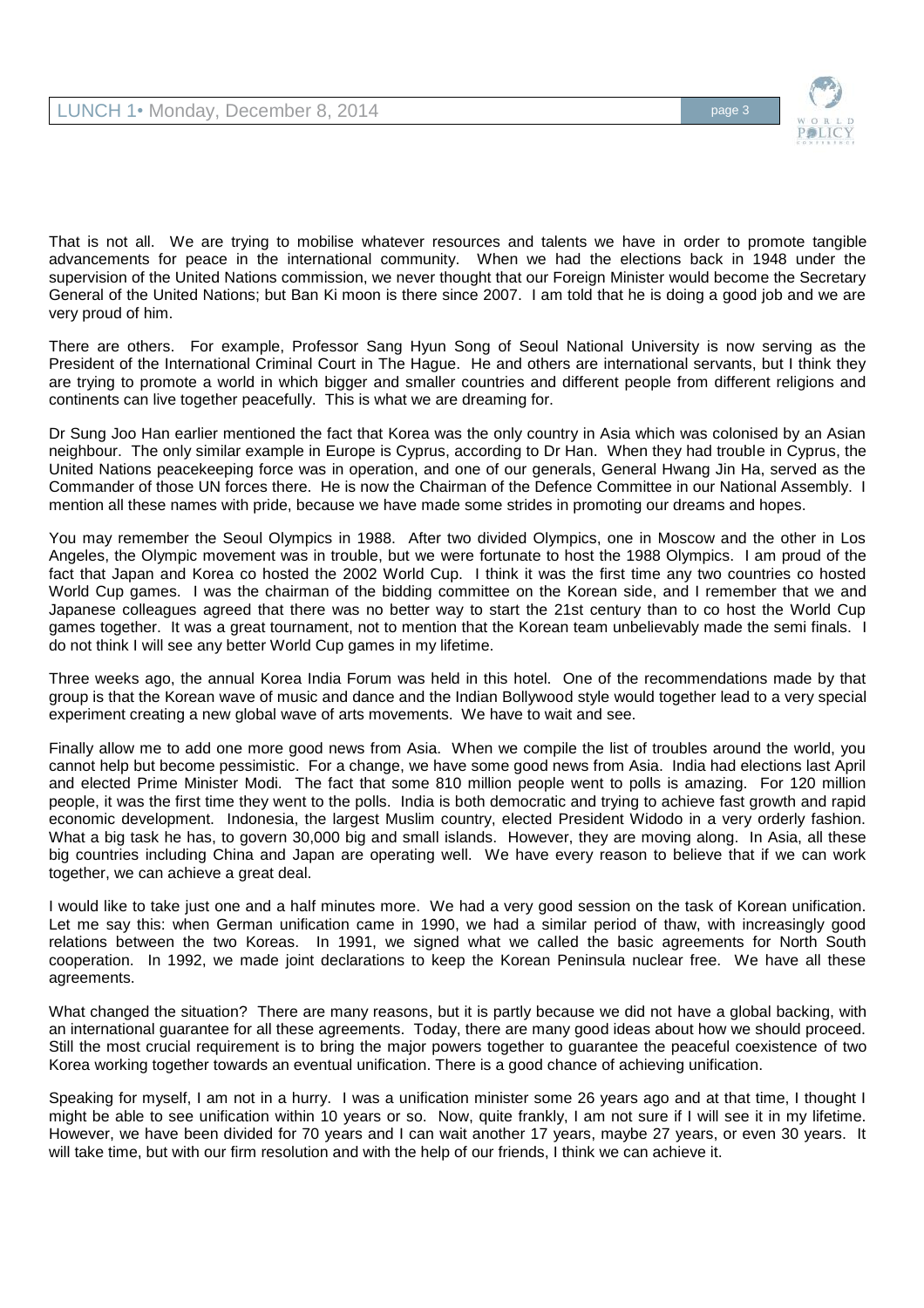That is not all. We are trying to mobilise whatever resources and talents we have in order to promote tangible advancements for peace in the international community. When we had the elections back in 1948 under the supervision of the United Nations commission, we never thought that our Foreign Minister would become the Secretary General of the United Nations; but Ban Ki moon is there since 2007. I am told that he is doing a good job and we are very proud of him.

There are others. For example, Professor Sang Hyun Song of Seoul National University is now serving as the President of the International Criminal Court in The Hague. He and others are international servants, but I think they are trying to promote a world in which bigger and smaller countries and different people from different religions and continents can live together peacefully. This is what we are dreaming for.

Dr Sung Joo Han earlier mentioned the fact that Korea was the only country in Asia which was colonised by an Asian neighbour. The only similar example in Europe is Cyprus, according to Dr Han. When they had trouble in Cyprus, the United Nations peacekeeping force was in operation, and one of our generals, General Hwang Jin Ha, served as the Commander of those UN forces there. He is now the Chairman of the Defence Committee in our National Assembly. I mention all these names with pride, because we have made some strides in promoting our dreams and hopes.

You may remember the Seoul Olympics in 1988. After two divided Olympics, one in Moscow and the other in Los Angeles, the Olympic movement was in trouble, but we were fortunate to host the 1988 Olympics. I am proud of the fact that Japan and Korea co hosted the 2002 World Cup. I think it was the first time any two countries co hosted World Cup games. I was the chairman of the bidding committee on the Korean side, and I remember that we and Japanese colleagues agreed that there was no better way to start the 21st century than to co host the World Cup games together. It was a great tournament, not to mention that the Korean team unbelievably made the semi finals. I do not think I will see any better World Cup games in my lifetime.

Three weeks ago, the annual Korea India Forum was held in this hotel. One of the recommendations made by that group is that the Korean wave of music and dance and the Indian Bollywood style would together lead to a very special experiment creating a new global wave of arts movements. We have to wait and see.

Finally allow me to add one more good news from Asia. When we compile the list of troubles around the world, you cannot help but become pessimistic. For a change, we have some good news from Asia. India had elections last April and elected Prime Minister Modi. The fact that some 810 million people went to polls is amazing. For 120 million people, it was the first time they went to the polls. India is both democratic and trying to achieve fast growth and rapid economic development. Indonesia, the largest Muslim country, elected President Widodo in a very orderly fashion. What a big task he has, to govern 30,000 big and small islands. However, they are moving along. In Asia, all these big countries including China and Japan are operating well. We have every reason to believe that if we can work together, we can achieve a great deal.

I would like to take just one and a half minutes more. We had a very good session on the task of Korean unification. Let me say this: when German unification came in 1990, we had a similar period of thaw, with increasingly good relations between the two Koreas. In 1991, we signed what we called the basic agreements for North South cooperation. In 1992, we made joint declarations to keep the Korean Peninsula nuclear free. We have all these agreements.

What changed the situation? There are many reasons, but it is partly because we did not have a global backing, with an international guarantee for all these agreements. Today, there are many good ideas about how we should proceed. Still the most crucial requirement is to bring the major powers together to guarantee the peaceful coexistence of two Korea working together towards an eventual unification. There is a good chance of achieving unification.

Speaking for myself, I am not in a hurry. I was a unification minister some 26 years ago and at that time, I thought I might be able to see unification within 10 years or so. Now, quite frankly, I am not sure if I will see it in my lifetime. However, we have been divided for 70 years and I can wait another 17 years, maybe 27 years, or even 30 years. It will take time, but with our firm resolution and with the help of our friends, I think we can achieve it.